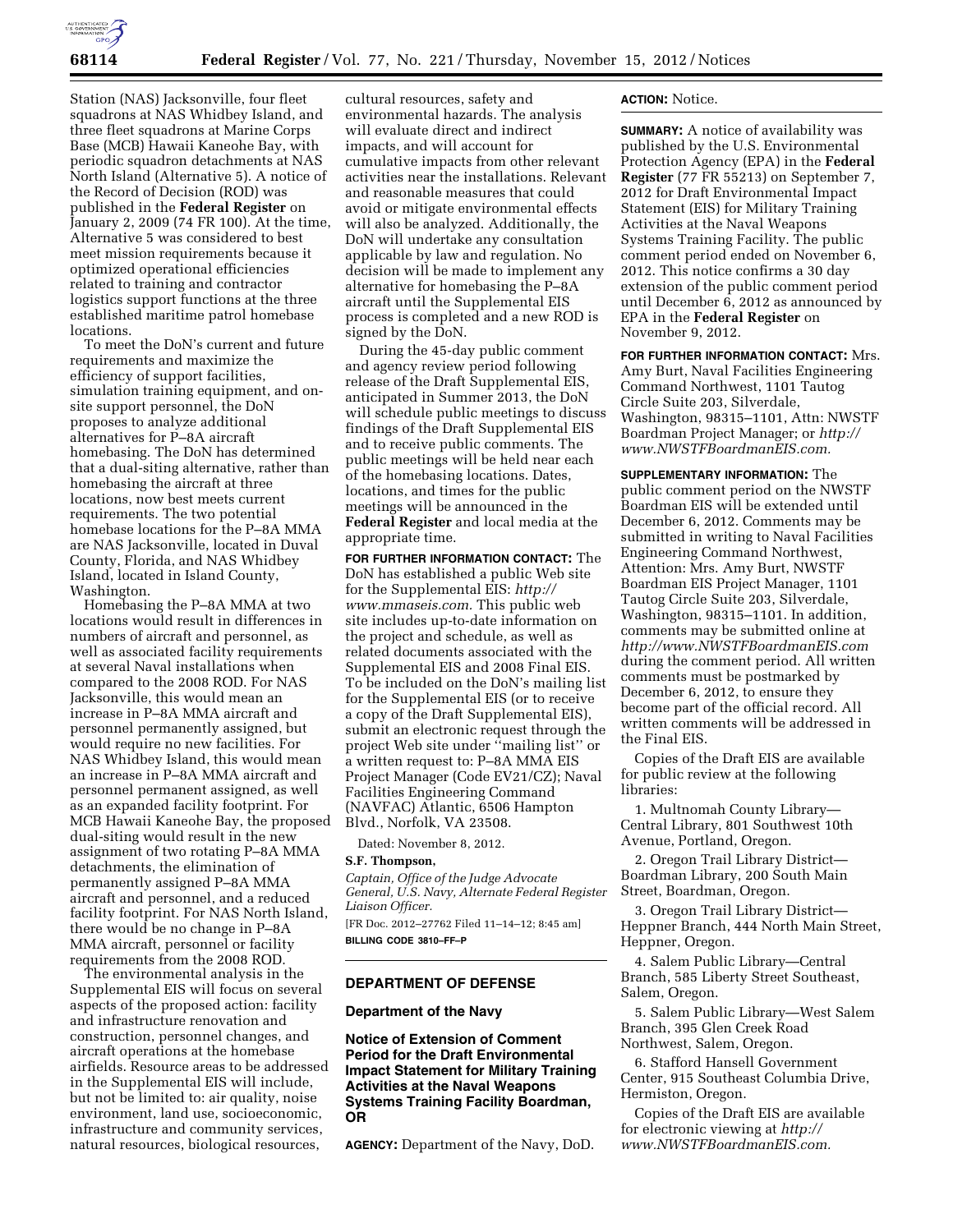Station (NAS) Jacksonville, four fleet squadrons at NAS Whidbey Island, and three fleet squadrons at Marine Corps Base (MCB) Hawaii Kaneohe Bay, with periodic squadron detachments at NAS North Island (Alternative 5). A notice of the Record of Decision (ROD) was published in the **Federal Register** on January 2, 2009 (74 FR 100). At the time, Alternative 5 was considered to best meet mission requirements because it optimized operational efficiencies related to training and contractor logistics support functions at the three established maritime patrol homebase locations.

To meet the DoN's current and future requirements and maximize the efficiency of support facilities, simulation training equipment, and on-site support personnel, the DoN proposes to analyze additional alternatives for P–8A aircraft homebasing. The DoN has determined that a dual-siting alternative, rather than homebasing the aircraft at three locations, now best meets current requirements. The two potential homebase locations for the P–8A MMA are NAS Jacksonville, located in Duval County, Florida, and NAS Whidbey Island, located in Island County, Washington.

Homebasing the P–8A MMA at two locations would result in differences in numbers of aircraft and personnel, as well as associated facility requirements at several Naval installations when compared to the 2008 ROD. For NAS Jacksonville, this would mean an increase in P–8A MMA aircraft and personnel permanently assigned, but would require no new facilities. For NAS Whidbey Island, this would mean an increase in P–8A MMA aircraft and personnel permanent assigned, as well as an expanded facility footprint. For MCB Hawaii Kaneohe Bay, the proposed dual-siting would result in the new assignment of two rotating P–8A MMA detachments, the elimination of permanently assigned P–8A MMA aircraft and personnel, and a reduced facility footprint. For NAS North Island, there would be no change in P–8A MMA aircraft, personnel or facility requirements from the 2008 ROD.

The environmental analysis in the Supplemental EIS will focus on several aspects of the proposed action: facility and infrastructure renovation and construction, personnel changes, and aircraft operations at the homebase airfields. Resource areas to be addressed in the Supplemental EIS will include, but not be limited to: air quality, noise environment, land use, socioeconomic, infrastructure and community services, natural resources, biological resources, cultural resources, safety and environmental hazards. The analysis will evaluate direct and indirect impacts, and will account for cumulative impacts from other relevant activities near the installations. Relevant and reasonable measures that could avoid or mitigate environmental effects will also be analyzed. Additionally, the DoN will undertake any consultation applicable by law and regulation. No decision will be made to implement any alternative for homebasing the P–8A aircraft until the Supplemental EIS process is completed and a new ROD is signed by the DoN.

During the 45-day public comment and agency review period following release of the Draft Supplemental EIS, anticipated in Summer 2013, the DoN will schedule public meetings to discuss findings of the Draft Supplemental EIS and to receive public comments. The public meetings will be held near each of the homebasing locations. Dates, locations, and times for the public meetings will be announced in the **Federal Register** and local media at the appropriate time.

**FOR FURTHER INFORMATION CONTACT:** The DoN has established a public Web site for the Supplemental EIS: *http://www.mmaseis.com.* This public web site includes up-to-date information on the project and schedule, as well as related documents associated with the Supplemental EIS and 2008 Final EIS. To be included on the DoN's mailing list for the Supplemental EIS (or to receive a copy of the Draft Supplemental EIS), submit an electronic request through the project Web site under ''mailing list'' or a written request to: P–8A MMA EIS Project Manager (Code EV21/CZ); Naval Facilities Engineering Command (NAVFAC) Atlantic, 6506 Hampton Blvd., Norfolk, VA 23508.

Dated: November 8, 2012.

**S.F. Thompson,**

*Captain, Office of the Judge Advocate General, U.S. Navy, Alternate Federal Register Liaison Officer.*

[FR Doc. 2012–27762 Filed 11–14–12; 8:45 am]

**BILLING CODE 3810–FF–P**

## DEPARTMENT OF DEFENSE

### Department of the Navy

### Notice of Extension of Comment Period for the Draft Environmental Impact Statement for Military Training Activities at the Naval Weapons Systems Training Facility Boardman, OR

**AGENCY:** Department of the Navy, DoD.

**ACTION:** Notice.

**SUMMARY:** A notice of availability was published by the U.S. Environmental Protection Agency (EPA) in the **Federal Register** (77 FR 55213) on September 7, 2012 for Draft Environmental Impact Statement (EIS) for Military Training Activities at the Naval Weapons Systems Training Facility. The public comment period ended on November 6, 2012. This notice confirms a 30 day extension of the public comment period until December 6, 2012 as announced by EPA in the **Federal Register** on November 9, 2012.

**FOR FURTHER INFORMATION CONTACT:** Mrs. Amy Burt, Naval Facilities Engineering Command Northwest, 1101 Tautog Circle Suite 203, Silverdale, Washington, 98315–1101, Attn: NWSTF Boardman Project Manager; or *http://www.NWSTFBoardmanEIS.com.*

**SUPPLEMENTARY INFORMATION:** The public comment period on the NWSTF Boardman EIS will be extended until December 6, 2012. Comments may be submitted in writing to Naval Facilities Engineering Command Northwest, Attention: Mrs. Amy Burt, NWSTF Boardman EIS Project Manager, 1101 Tautog Circle Suite 203, Silverdale, Washington, 98315–1101. In addition, comments may be submitted online at *http://www.NWSTFBoardmanEIS.com* during the comment period. All written comments must be postmarked by December 6, 2012, to ensure they become part of the official record. All written comments will be addressed in the Final EIS.

Copies of the Draft EIS are available for public review at the following libraries:

1. Multnomah County Library—Central Library, 801 Southwest 10th Avenue, Portland, Oregon.

2. Oregon Trail Library District—Boardman Library, 200 South Main Street, Boardman, Oregon.

3. Oregon Trail Library District—Heppner Branch, 444 North Main Street, Heppner, Oregon.

4. Salem Public Library—Central Branch, 585 Liberty Street Southeast, Salem, Oregon.

5. Salem Public Library—West Salem Branch, 395 Glen Creek Road Northwest, Salem, Oregon.

6. Stafford Hansell Government Center, 915 Southeast Columbia Drive, Hermiston, Oregon.

Copies of the Draft EIS are available for electronic viewing at *http://www.NWSTFBoardmanEIS.com.*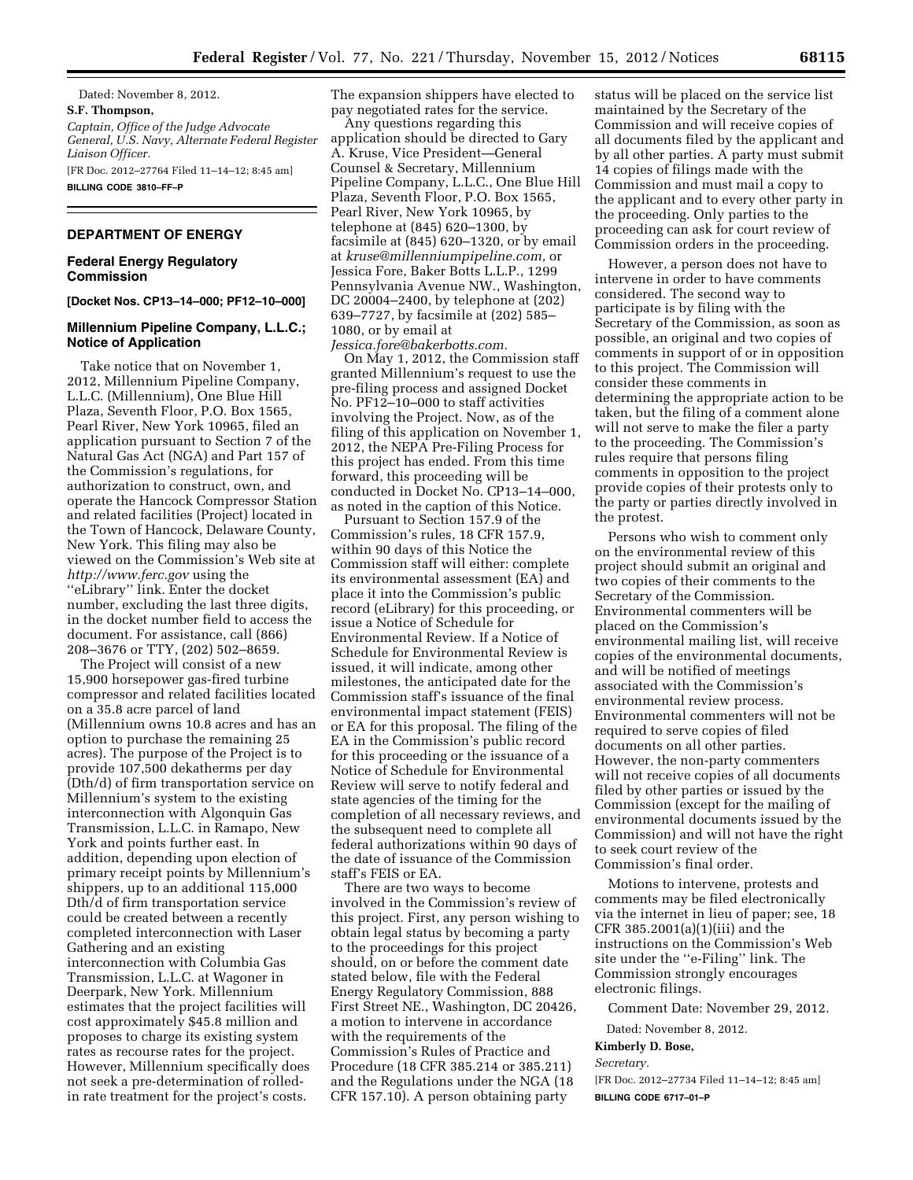Dated: November 8, 2012.

**S.F. Thompson,**

*Captain, Office of the Judge Advocate General, U.S. Navy, Alternate Federal Register Liaison Officer.*

[FR Doc. 2012–27764 Filed 11–14–12; 8:45 am]

**BILLING CODE 3810–FF–P**

## DEPARTMENT OF ENERGY

### Federal Energy Regulatory Commission

**[Docket Nos. CP13–14–000; PF12–10–000]**

### Millennium Pipeline Company, L.L.C.; Notice of Application

Take notice that on November 1, 2012, Millennium Pipeline Company, L.L.C. (Millennium), One Blue Hill Plaza, Seventh Floor, P.O. Box 1565, Pearl River, New York 10965, filed an application pursuant to Section 7 of the Natural Gas Act (NGA) and Part 157 of the Commission's regulations, for authorization to construct, own, and operate the Hancock Compressor Station and related facilities (Project) located in the Town of Hancock, Delaware County, New York. This filing may also be viewed on the Commission's Web site at *http://www.ferc.gov* using the ''eLibrary'' link. Enter the docket number, excluding the last three digits, in the docket number field to access the document. For assistance, call (866) 208–3676 or TTY, (202) 502–8659.

The Project will consist of a new 15,900 horsepower gas-fired turbine compressor and related facilities located on a 35.8 acre parcel of land (Millennium owns 10.8 acres and has an option to purchase the remaining 25 acres). The purpose of the Project is to provide 107,500 dekatherms per day (Dth/d) of firm transportation service on Millennium's system to the existing interconnection with Algonquin Gas Transmission, L.L.C. in Ramapo, New York and points further east. In addition, depending upon election of primary receipt points by Millennium's shippers, up to an additional 115,000 Dth/d of firm transportation service could be created between a recently completed interconnection with Laser Gathering and an existing interconnection with Columbia Gas Transmission, L.L.C. at Wagoner in Deerpark, New York. Millennium estimates that the project facilities will cost approximately $45.8 million and proposes to charge its existing system rates as recourse rates for the project. However, Millennium specifically does not seek a pre-determination of rolled-in rate treatment for the project's costs. The expansion shippers have elected to pay negotiated rates for the service.

Any questions regarding this application should be directed to Gary A. Kruse, Vice President—General Counsel & Secretary, Millennium Pipeline Company, L.L.C., One Blue Hill Plaza, Seventh Floor, P.O. Box 1565, Pearl River, New York 10965, by telephone at (845) 620–1300, by facsimile at (845) 620–1320, or by email at *kruse@millenniumpipeline.com,* or Jessica Fore, Baker Botts L.L.P., 1299 Pennsylvania Avenue NW., Washington, DC 20004–2400, by telephone at (202) 639–7727, by facsimile at (202) 585–1080, or by email at *Jessica.fore@bakerbotts.com.*

On May 1, 2012, the Commission staff granted Millennium's request to use the pre-filing process and assigned Docket No. PF12–10–000 to staff activities involving the Project. Now, as of the filing of this application on November 1, 2012, the NEPA Pre-Filing Process for this project has ended. From this time forward, this proceeding will be conducted in Docket No. CP13–14–000, as noted in the caption of this Notice.

Pursuant to Section 157.9 of the Commission's rules, 18 CFR 157.9, within 90 days of this Notice the Commission staff will either: complete its environmental assessment (EA) and place it into the Commission's public record (eLibrary) for this proceeding, or issue a Notice of Schedule for Environmental Review. If a Notice of Schedule for Environmental Review is issued, it will indicate, among other milestones, the anticipated date for the Commission staff's issuance of the final environmental impact statement (FEIS) or EA for this proposal. The filing of the EA in the Commission's public record for this proceeding or the issuance of a Notice of Schedule for Environmental Review will serve to notify federal and state agencies of the timing for the completion of all necessary reviews, and the subsequent need to complete all federal authorizations within 90 days of the date of issuance of the Commission staff's FEIS or EA.

There are two ways to become involved in the Commission's review of this project. First, any person wishing to obtain legal status by becoming a party to the proceedings for this project should, on or before the comment date stated below, file with the Federal Energy Regulatory Commission, 888 First Street NE., Washington, DC 20426, a motion to intervene in accordance with the requirements of the Commission's Rules of Practice and Procedure (18 CFR 385.214 or 385.211) and the Regulations under the NGA (18 CFR 157.10). A person obtaining party status will be placed on the service list maintained by the Secretary of the Commission and will receive copies of all documents filed by the applicant and by all other parties. A party must submit 14 copies of filings made with the Commission and must mail a copy to the applicant and to every other party in the proceeding. Only parties to the proceeding can ask for court review of Commission orders in the proceeding.

However, a person does not have to intervene in order to have comments considered. The second way to participate is by filing with the Secretary of the Commission, as soon as possible, an original and two copies of comments in support of or in opposition to this project. The Commission will consider these comments in determining the appropriate action to be taken, but the filing of a comment alone will not serve to make the filer a party to the proceeding. The Commission's rules require that persons filing comments in opposition to the project provide copies of their protests only to the party or parties directly involved in the protest.

Persons who wish to comment only on the environmental review of this project should submit an original and two copies of their comments to the Secretary of the Commission. Environmental commenters will be placed on the Commission's environmental mailing list, will receive copies of the environmental documents, and will be notified of meetings associated with the Commission's environmental review process. Environmental commenters will not be required to serve copies of filed documents on all other parties. However, the non-party commenters will not receive copies of all documents filed by other parties or issued by the Commission (except for the mailing of environmental documents issued by the Commission) and will not have the right to seek court review of the Commission's final order.

Motions to intervene, protests and comments may be filed electronically via the internet in lieu of paper; see, 18 CFR 385.2001(a)(1)(iii) and the instructions on the Commission's Web site under the ''e-Filing'' link. The Commission strongly encourages electronic filings.

Comment Date: November 29, 2012.

Dated: November 8, 2012.

**Kimberly D. Bose,**

*Secretary.*

[FR Doc. 2012–27734 Filed 11–14–12; 8:45 am]

**BILLING CODE 6717–01–P**